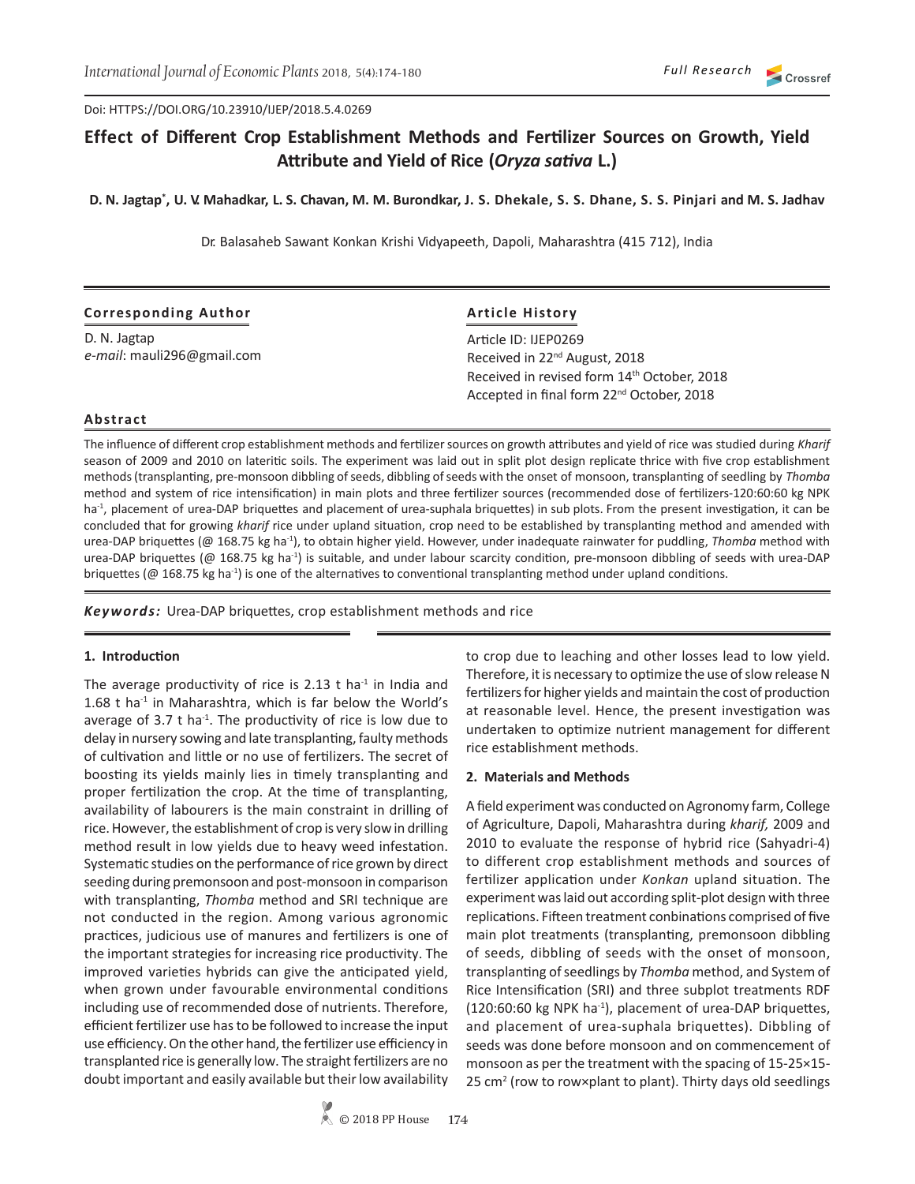Doi: HTTPS://DOI.ORG/10.23910/IJEP/2018.5.4.0269

# Effect of Different Crop Establishment Methods and Fertilizer Sources on Growth, Yield Attribute and Yield of Rice (*Oryza sativa* L.)

**D. N. Jagtap*, U. V. Mahadkar, L. S. Chavan, M. M. Burondkar, J. S. Dhekale, S. S. Dhane, S. S. Pinjari and M. S. Jadhav**

Dr. Balasaheb Sawant Konkan Krishi Vidyapeeth, Dapoli, Maharashtra (415 712), India

**Corresponding Author**

D. N. Jagtap
*e-mail*: mauli296@gmail.com

**Article History**

Article ID: IJEP0269
Received in 22nd August, 2018
Received in revised form 14th October, 2018
Accepted in final form 22nd October, 2018

**Abstract**

The influence of different crop establishment methods and fertilizer sources on growth attributes and yield of rice was studied during *Kharif* season of 2009 and 2010 on lateritic soils. The experiment was laid out in split plot design replicate thrice with five crop establishment methods (transplanting, pre-monsoon dibbling of seeds, dibbling of seeds with the onset of monsoon, transplanting of seedling by *Thomba* method and system of rice intensification) in main plots and three fertilizer sources (recommended dose of fertilizers-120:60:60 kg NPK ha$^{-1}$, placement of urea-DAP briquettes and placement of urea-suphala briquettes) in sub plots. From the present investigation, it can be concluded that for growing *kharif* rice under upland situation, crop need to be established by transplanting method and amended with urea-DAP briquettes (@ 168.75 kg ha$^{-1}$), to obtain higher yield. However, under inadequate rainwater for puddling, *Thomba* method with urea-DAP briquettes (@ 168.75 kg ha$^{-1}$) is suitable, and under labour scarcity condition, pre-monsoon dibbling of seeds with urea-DAP briquettes (@ 168.75 kg ha$^{-1}$) is one of the alternatives to conventional transplanting method under upland conditions.

***Keywords:*** Urea-DAP briquettes, crop establishment methods and rice

## 1. Introduction

The average productivity of rice is 2.13 t ha$^{-1}$ in India and 1.68 t ha$^{-1}$ in Maharashtra, which is far below the World's average of 3.7 t ha$^{-1}$. The productivity of rice is low due to delay in nursery sowing and late transplanting, faulty methods of cultivation and little or no use of fertilizers. The secret of boosting its yields mainly lies in timely transplanting and proper fertilization the crop. At the time of transplanting, availability of labourers is the main constraint in drilling of rice. However, the establishment of crop is very slow in drilling method result in low yields due to heavy weed infestation. Systematic studies on the performance of rice grown by direct seeding during premonsoon and post-monsoon in comparison with transplanting, *Thomba* method and SRI technique are not conducted in the region. Among various agronomic practices, judicious use of manures and fertilizers is one of the important strategies for increasing rice productivity. The improved varieties hybrids can give the anticipated yield, when grown under favourable environmental conditions including use of recommended dose of nutrients. Therefore, efficient fertilizer use has to be followed to increase the input use efficiency. On the other hand, the fertilizer use efficiency in transplanted rice is generally low. The straight fertilizers are no doubt important and easily available but their low availability to crop due to leaching and other losses lead to low yield. Therefore, it is necessary to optimize the use of slow release N fertilizers for higher yields and maintain the cost of production at reasonable level. Hence, the present investigation was undertaken to optimize nutrient management for different rice establishment methods.

## 2. Materials and Methods

A field experiment was conducted on Agronomy farm, College of Agriculture, Dapoli, Maharashtra during *kharif,* 2009 and 2010 to evaluate the response of hybrid rice (Sahyadri-4) to different crop establishment methods and sources of fertilizer application under *Konkan* upland situation. The experiment was laid out according split-plot design with three replications. Fifteen treatment conbinations comprised of five main plot treatments (transplanting, premonsoon dibbling of seeds, dibbling of seeds with the onset of monsoon, transplanting of seedlings by *Thomba* method, and System of Rice Intensification (SRI) and three subplot treatments RDF (120:60:60 kg NPK ha$^{-1}$), placement of urea-DAP briquettes, and placement of urea-suphala briquettes). Dibbling of seeds was done before monsoon and on commencement of monsoon as per the treatment with the spacing of 15-25×15-25 cm$^2$ (row to row×plant to plant). Thirty days old seedlings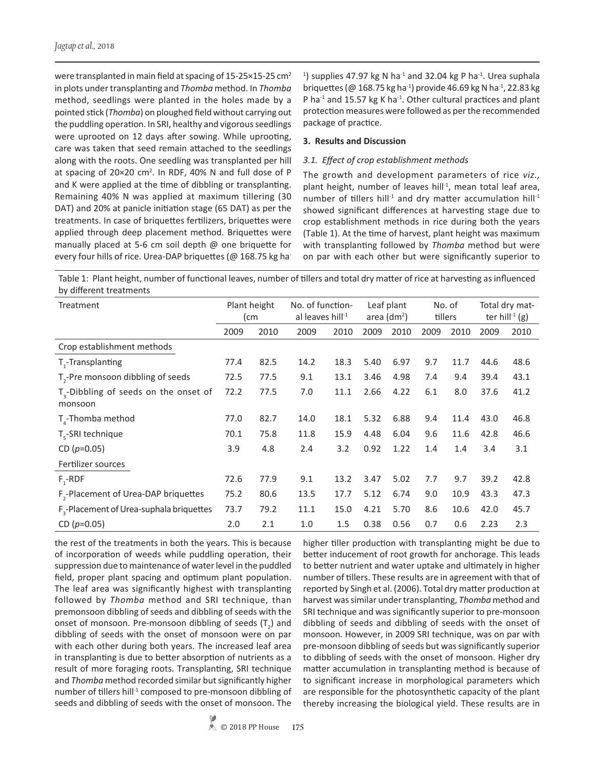were transplanted in main field at spacing of 15-25×15-25 $cm^2$ in plots under transplanting and *Thomba* method. In *Thomba* method, seedlings were planted in the holes made by a pointed stick (*Thomba*) on ploughed field without carrying out the puddling operation. In SRI, healthy and vigorous seedlings were uprooted on 12 days after sowing. While uprooting, care was taken that seed remain attached to the seedlings along with the roots. One seedling was transplanted per hill at spacing of 20×20 $cm^2$. In RDF, 40% N and full dose of P and K were applied at the time of dibbling or transplanting. Remaining 40% N was applied at maximum tillering (30 DAT) and 20% at panicle initiation stage (65 DAT) as per the treatments. In case of briquettes fertilizers, briquettes were applied through deep placement method. Briquettes were manually placed at 5-6 cm soil depth @ one briquette for every four hills of rice. Urea-DAP briquettes (@ 168.75 kg $ha^{-1}$) supplies 47.97 kg N $ha^{-1}$ and 32.04 kg P $ha^{-1}$. Urea suphala briquettes (@ 168.75 kg $ha^{-1}$) provide 46.69 kg N $ha^{-1}$, 22.83 kg P $ha^{-1}$ and 15.57 kg K $ha^{-1}$. Other cultural practices and plant protection measures were followed as per the recommended package of practice.

## 3. Results and Discussion

### *3.1. Effect of crop establishment methods*

The growth and development parameters of rice *viz.,* plant height, number of leaves $hill^{-1}$, mean total leaf area, number of tillers $hill^{-1}$ and dry matter accumulation $hill^{-1}$ showed significant differences at harvesting stage due to crop establishment methods in rice during both the years (Table 1). At the time of harvest, plant height was maximum with transplanting followed by *Thomba* method but were on par with each other but were significantly superior to the rest of the treatments in both the years. This is because of incorporation of weeds while puddling operation, their suppression due to maintenance of water level in the puddled field, proper plant spacing and optimum plant population. The leaf area was significantly highest with transplanting followed by *Thomba* method and SRI technique, than premonsoon dibbling of seeds and dibbling of seeds with the onset of monsoon. Pre-monsoon dibbling of seeds ($T_2$) and dibbling of seeds with the onset of monsoon were on par with each other during both years. The increased leaf area in transplanting is due to better absorption of nutrients as a result of more foraging roots. Transplanting, SRI technique and *Thomba* method recorded similar but significantly higher number of tillers $hill^{-1}$ composed to pre-monsoon dibbling of seeds and dibbling of seeds with the onset of monsoon. The higher tiller production with transplanting might be due to better inducement of root growth for anchorage. This leads to better nutrient and water uptake and ultimately in higher number of tillers. These results are in agreement with that of reported by Singh et al. (2006). Total dry matter production at harvest was similar under transplanting, *Thomba* method and SRI technique and was significantly superior to pre-monsoon dibbling of seeds and dibbling of seeds with the onset of monsoon. However, in 2009 SRI technique, was on par with pre-monsoon dibbling of seeds but was significantly superior to dibbling of seeds with the onset of monsoon. Higher dry matter accumulation in transplanting method is because of to significant increase in morphological parameters which are responsible for the photosynthetic capacity of the plant thereby increasing the biological yield. These results are in

Table 1: Plant height, number of functional leaves, number of tillers and total dry matter of rice at harvesting as influenced by different treatments

| Treatment | Plant height (cm | | No. of functional leaves $hill^{-1}$ | | Leaf plant area ($dm^2$) | | No. of tillers | | Total dry matter $hill^{-1}$ (g) | |
|---|---|---|---|---|---|---|---|---|---|---|
| | 2009 | 2010 | 2009 | 2010 | 2009 | 2010 | 2009 | 2010 | 2009 | 2010 |
| Crop establishment methods | | | | | | | | | | |
| $T_1$-Transplanting | 77.4 | 82.5 | 14.2 | 18.3 | 5.40 | 6.97 | 9.7 | 11.7 | 44.6 | 48.6 |
| $T_2$-Pre monsoon dibbling of seeds | 72.5 | 77.5 | 9.1 | 13.1 | 3.46 | 4.98 | 7.4 | 9.4 | 39.4 | 43.1 |
| $T_3$-Dibbling of seeds on the onset of monsoon | 72.2 | 77.5 | 7.0 | 11.1 | 2.66 | 4.22 | 6.1 | 8.0 | 37.6 | 41.2 |
| $T_4$-Thomba method | 77.0 | 82.7 | 14.0 | 18.1 | 5.32 | 6.88 | 9.4 | 11.4 | 43.0 | 46.8 |
| $T_5$-SRI technique | 70.1 | 75.8 | 11.8 | 15.9 | 4.48 | 6.04 | 9.6 | 11.6 | 42.8 | 46.6 |
| CD ($p$=0.05) | 3.9 | 4.8 | 2.4 | 3.2 | 0.92 | 1.22 | 1.4 | 1.4 | 3.4 | 3.1 |
| Fertilizer sources | | | | | | | | | | |
| $F_1$-RDF | 72.6 | 77.9 | 9.1 | 13.2 | 3.47 | 5.02 | 7.7 | 9.7 | 39.2 | 42.8 |
| $F_2$-Placement of Urea-DAP briquettes | 75.2 | 80.6 | 13.5 | 17.7 | 5.12 | 6.74 | 9.0 | 10.9 | 43.3 | 47.3 |
| $F_3$-Placement of Urea-suphala briquettes | 73.7 | 79.2 | 11.1 | 15.0 | 4.21 | 5.70 | 8.6 | 10.6 | 42.0 | 45.7 |
| CD ($p$=0.05) | 2.0 | 2.1 | 1.0 | 1.5 | 0.38 | 0.56 | 0.7 | 0.6 | 2.23 | 2.3 |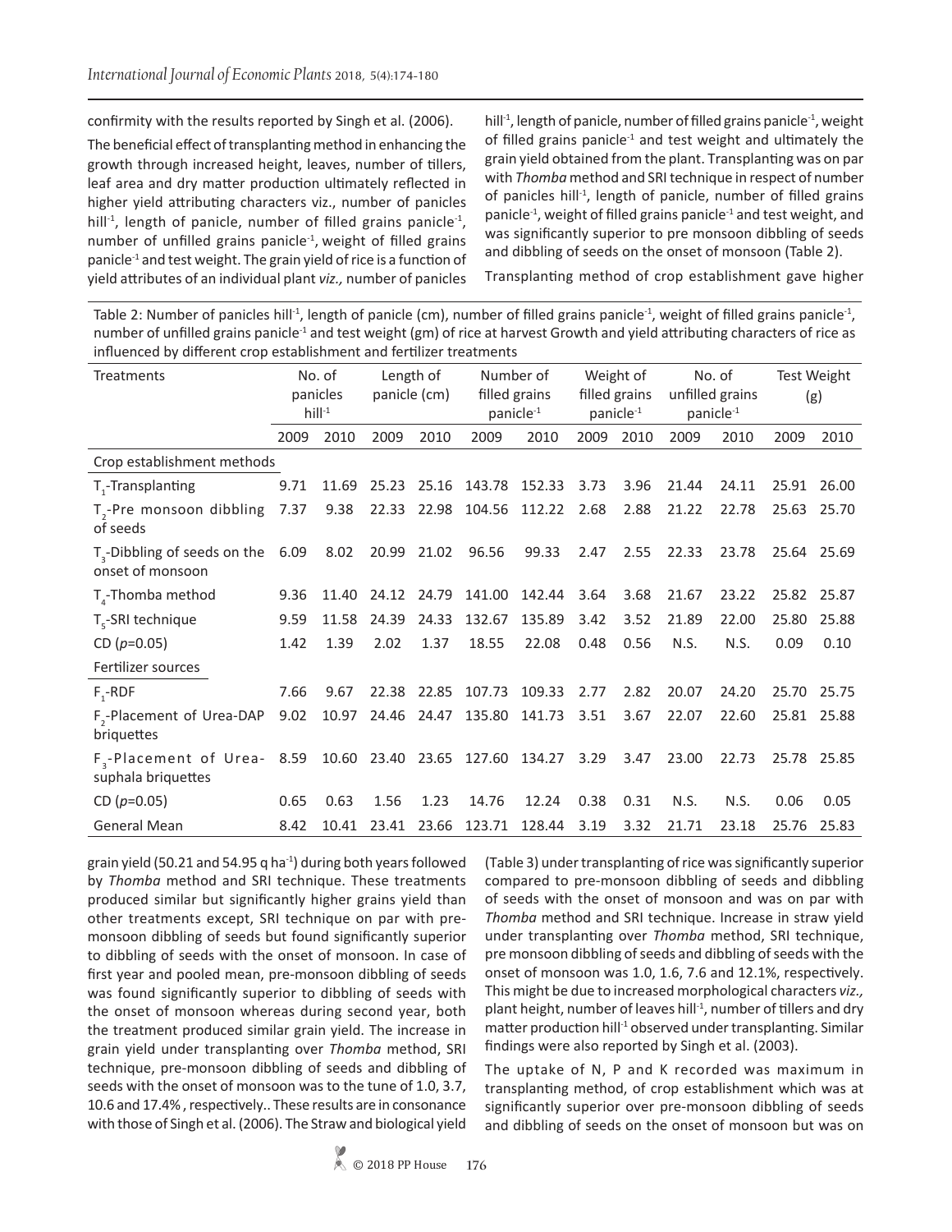confirmity with the results reported by Singh et al. (2006).

The beneficial effect of transplanting method in enhancing the growth through increased height, leaves, number of tillers, leaf area and dry matter production ultimately reflected in higher yield attributing characters viz., number of panicles hill$^{-1}$, length of panicle, number of filled grains panicle$^{-1}$, number of unfilled grains panicle$^{-1}$, weight of filled grains panicle$^{-1}$ and test weight. The grain yield of rice is a function of yield attributes of an individual plant *viz.,* number of panicles hill$^{-1}$, length of panicle, number of filled grains panicle$^{-1}$, weight of filled grains panicle$^{-1}$ and test weight and ultimately the grain yield obtained from the plant. Transplanting was on par with *Thomba* method and SRI technique in respect of number of panicles hill$^{-1}$, length of panicle, number of filled grains panicle$^{-1}$, weight of filled grains panicle$^{-1}$ and test weight, and was significantly superior to pre monsoon dibbling of seeds and dibbling of seeds on the onset of monsoon (Table 2).

Table 2: Number of panicles hill$^{-1}$, length of panicle (cm), number of filled grains panicle$^{-1}$, weight of filled grains panicle$^{-1}$, number of unfilled grains panicle$^{-1}$ and test weight (gm) of rice at harvest Growth and yield attributing characters of rice as influenced by different crop establishment and fertilizer treatments

| Treatments | No. of panicles hill$^{-1}$ | | Length of panicle (cm) | | Number of filled grains panicle$^{-1}$ | | Weight of filled grains panicle$^{-1}$ | | No. of unfilled grains panicle$^{-1}$ | | Test Weight (g) | |
|---|---|---|---|---|---|---|---|---|---|---|---|---|
| | 2009 | 2010 | 2009 | 2010 | 2009 | 2010 | 2009 | 2010 | 2009 | 2010 | 2009 | 2010 |
| Crop establishment methods | | | | | | | | | | | | |
| $T_1$-Transplanting | 9.71 | 11.69 | 25.23 | 25.16 | 143.78 | 152.33 | 3.73 | 3.96 | 21.44 | 24.11 | 25.91 | 26.00 |
| $T_2$-Pre monsoon dibbling of seeds | 7.37 | 9.38 | 22.33 | 22.98 | 104.56 | 112.22 | 2.68 | 2.88 | 21.22 | 22.78 | 25.63 | 25.70 |
| $T_3$-Dibbling of seeds on the onset of monsoon | 6.09 | 8.02 | 20.99 | 21.02 | 96.56 | 99.33 | 2.47 | 2.55 | 22.33 | 23.78 | 25.64 | 25.69 |
| $T_4$-Thomba method | 9.36 | 11.40 | 24.12 | 24.79 | 141.00 | 142.44 | 3.64 | 3.68 | 21.67 | 23.22 | 25.82 | 25.87 |
| $T_5$-SRI technique | 9.59 | 11.58 | 24.39 | 24.33 | 132.67 | 135.89 | 3.42 | 3.52 | 21.89 | 22.00 | 25.80 | 25.88 |
| CD ($p$=0.05) | 1.42 | 1.39 | 2.02 | 1.37 | 18.55 | 22.08 | 0.48 | 0.56 | N.S. | N.S. | 0.09 | 0.10 |
| Fertilizer sources | | | | | | | | | | | | |
| $F_1$-RDF | 7.66 | 9.67 | 22.38 | 22.85 | 107.73 | 109.33 | 2.77 | 2.82 | 20.07 | 24.20 | 25.70 | 25.75 |
| $F_2$-Placement of Urea-DAP briquettes | 9.02 | 10.97 | 24.46 | 24.47 | 135.80 | 141.73 | 3.51 | 3.67 | 22.07 | 22.60 | 25.81 | 25.88 |
| $F_3$-Placement of Urea-suphala briquettes | 8.59 | 10.60 | 23.40 | 23.65 | 127.60 | 134.27 | 3.29 | 3.47 | 23.00 | 22.73 | 25.78 | 25.85 |
| CD ($p$=0.05) | 0.65 | 0.63 | 1.56 | 1.23 | 14.76 | 12.24 | 0.38 | 0.31 | N.S. | N.S. | 0.06 | 0.05 |
| General Mean | 8.42 | 10.41 | 23.41 | 23.66 | 123.71 | 128.44 | 3.19 | 3.32 | 21.71 | 23.18 | 25.76 | 25.83 |

Transplanting method of crop establishment gave higher grain yield (50.21 and 54.95 q ha$^{-1}$) during both years followed by *Thomba* method and SRI technique. These treatments produced similar but significantly higher grains yield than other treatments except, SRI technique on par with pre-monsoon dibbling of seeds but found significantly superior to dibbling of seeds with the onset of monsoon. In case of first year and pooled mean, pre-monsoon dibbling of seeds was found significantly superior to dibbling of seeds with the onset of monsoon whereas during second year, both the treatment produced similar grain yield. The increase in grain yield under transplanting over *Thomba* method, SRI technique, pre-monsoon dibbling of seeds and dibbling of seeds with the onset of monsoon was to the tune of 1.0, 3.7, 10.6 and 17.4% , respectively.. These results are in consonance with those of Singh et al. (2006). The Straw and biological yield (Table 3) under transplanting of rice was significantly superior compared to pre-monsoon dibbling of seeds and dibbling of seeds with the onset of monsoon and was on par with *Thomba* method and SRI technique. Increase in straw yield under transplanting over *Thomba* method, SRI technique, pre monsoon dibbling of seeds and dibbling of seeds with the onset of monsoon was 1.0, 1.6, 7.6 and 12.1%, respectively. This might be due to increased morphological characters *viz.,* plant height, number of leaves hill$^{-1}$, number of tillers and dry matter production hill$^{-1}$ observed under transplanting. Similar findings were also reported by Singh et al. (2003).

The uptake of N, P and K recorded was maximum in transplanting method, of crop establishment which was at significantly superior over pre-monsoon dibbling of seeds and dibbling of seeds on the onset of monsoon but was on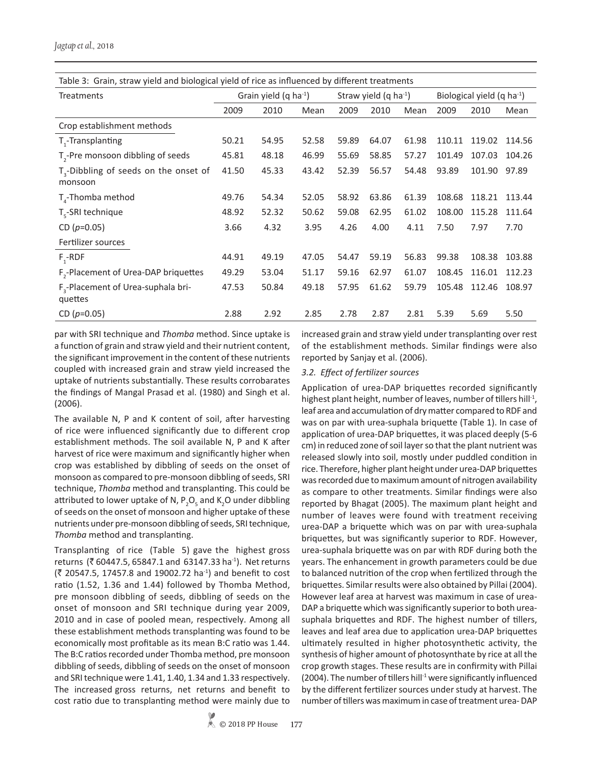Table 3: Grain, straw yield and biological yield of rice as influenced by different treatments

| Treatments | Grain yield (q $ha^{-1}$) | | | Straw yield (q $ha^{-1}$) | | | Biological yield (q $ha^{-1}$) | | |
|---|---|---|---|---|---|---|---|---|---|
| | 2009 | 2010 | Mean | 2009 | 2010 | Mean | 2009 | 2010 | Mean |
| Crop establishment methods | | | | | | | | | |
| $T_1$-Transplanting | 50.21 | 54.95 | 52.58 | 59.89 | 64.07 | 61.98 | 110.11 | 119.02 | 114.56 |
| $T_2$-Pre monsoon dibbling of seeds | 45.81 | 48.18 | 46.99 | 55.69 | 58.85 | 57.27 | 101.49 | 107.03 | 104.26 |
| $T_3$-Dibbling of seeds on the onset of monsoon | 41.50 | 45.33 | 43.42 | 52.39 | 56.57 | 54.48 | 93.89 | 101.90 | 97.89 |
| $T_4$-Thomba method | 49.76 | 54.34 | 52.05 | 58.92 | 63.86 | 61.39 | 108.68 | 118.21 | 113.44 |
| $T_5$-SRI technique | 48.92 | 52.32 | 50.62 | 59.08 | 62.95 | 61.02 | 108.00 | 115.28 | 111.64 |
| CD ($p$=0.05) | 3.66 | 4.32 | 3.95 | 4.26 | 4.00 | 4.11 | 7.50 | 7.97 | 7.70 |
| Fertilizer sources | | | | | | | | | |
| $F_1$-RDF | 44.91 | 49.19 | 47.05 | 54.47 | 59.19 | 56.83 | 99.38 | 108.38 | 103.88 |
| $F_2$-Placement of Urea-DAP briquettes | 49.29 | 53.04 | 51.17 | 59.16 | 62.97 | 61.07 | 108.45 | 116.01 | 112.23 |
| $F_3$-Placement of Urea-suphala briquettes | 47.53 | 50.84 | 49.18 | 57.95 | 61.62 | 59.79 | 105.48 | 112.46 | 108.97 |
| CD ($p$=0.05) | 2.88 | 2.92 | 2.85 | 2.78 | 2.87 | 2.81 | 5.39 | 5.69 | 5.50 |

par with SRI technique and *Thomba* method. Since uptake is a function of grain and straw yield and their nutrient content, the significant improvement in the content of these nutrients coupled with increased grain and straw yield increased the uptake of nutrients substantially. These results corroborates the findings of Mangal Prasad et al. (1980) and Singh et al. (2006).

The available N, P and K content of soil, after harvesting of rice were influenced significantly due to different crop establishment methods. The soil available N, P and K after harvest of rice were maximum and significantly higher when crop was established by dibbling of seeds on the onset of monsoon as compared to pre-monsoon dibbling of seeds, SRI technique, *Thomba* method and transplanting. This could be attributed to lower uptake of N, $P_2O_5$ and $K_2O$ under dibbling of seeds on the onset of monsoon and higher uptake of these nutrients under pre-monsoon dibbling of seeds, SRI technique, *Thomba* method and transplanting.

Transplanting of rice (Table 5) gave the highest gross returns (₹ 60447.5, 65847.1 and 63147.33 $ha^{-1}$). Net returns (₹ 20547.5, 17457.8 and 19002.72 $ha^{-1}$) and benefit to cost ratio (1.52, 1.36 and 1.44) followed by Thomba Method, pre monsoon dibbling of seeds, dibbling of seeds on the onset of monsoon and SRI technique during year 2009, 2010 and in case of pooled mean, respectively. Among all these establishment methods transplanting was found to be economically most profitable as its mean B:C ratio was 1.44. The B:C ratios recorded under Thomba method, pre monsoon dibbling of seeds, dibbling of seeds on the onset of monsoon and SRI technique were 1.41, 1.40, 1.34 and 1.33 respectively. The increased gross returns, net returns and benefit to cost ratio due to transplanting method were mainly due to increased grain and straw yield under transplanting over rest of the establishment methods. Similar findings were also reported by Sanjay et al. (2006).

### *3.2. Effect of fertilizer sources*

Application of urea-DAP briquettes recorded significantly highest plant height, number of leaves, number of tillers $hill^{-1}$, leaf area and accumulation of dry matter compared to RDF and was on par with urea-suphala briquette (Table 1). In case of application of urea-DAP briquettes, it was placed deeply (5-6 cm) in reduced zone of soil layer so that the plant nutrient was released slowly into soil, mostly under puddled condition in rice. Therefore, higher plant height under urea-DAP briquettes was recorded due to maximum amount of nitrogen availability as compare to other treatments. Similar findings were also reported by Bhagat (2005). The maximum plant height and number of leaves were found with treatment receiving urea-DAP a briquette which was on par with urea-suphala briquettes, but was significantly superior to RDF. However, urea-suphala briquette was on par with RDF during both the years. The enhancement in growth parameters could be due to balanced nutrition of the crop when fertilized through the briquettes. Similar results were also obtained by Pillai (2004). However leaf area at harvest was maximum in case of urea-DAP a briquette which was significantly superior to both urea-suphala briquettes and RDF. The highest number of tillers, leaves and leaf area due to application urea-DAP briquettes ultimately resulted in higher photosynthetic activity, the synthesis of higher amount of photosynthate by rice at all the crop growth stages. These results are in confirmity with Pillai (2004). The number of tillers $hill^{-1}$ were significantly influenced by the different fertilizer sources under study at harvest. The number of tillers was maximum in case of treatment urea- DAP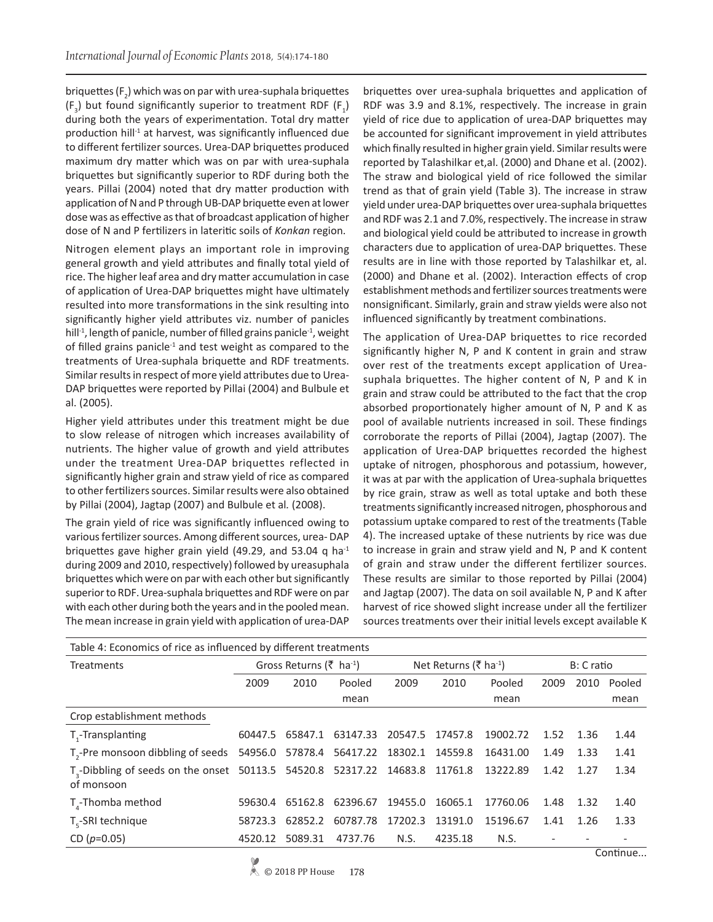briquettes ($F_2$) which was on par with urea-suphala briquettes ($F_3$) but found significantly superior to treatment RDF ($F_1$) during both the years of experimentation. Total dry matter production hill$^{-1}$ at harvest, was significantly influenced due to different fertilizer sources. Urea-DAP briquettes produced maximum dry matter which was on par with urea-suphala briquettes but significantly superior to RDF during both the years. Pillai (2004) noted that dry matter production with application of N and P through UB-DAP briquette even at lower dose was as effective as that of broadcast application of higher dose of N and P fertilizers in lateritic soils of *Konkan* region.

Nitrogen element plays an important role in improving general growth and yield attributes and finally total yield of rice. The higher leaf area and dry matter accumulation in case of application of Urea-DAP briquettes might have ultimately resulted into more transformations in the sink resulting into significantly higher yield attributes viz. number of panicles hill$^{-1}$, length of panicle, number of filled grains panicle$^{-1}$, weight of filled grains panicle$^{-1}$ and test weight as compared to the treatments of Urea-suphala briquette and RDF treatments. Similar results in respect of more yield attributes due to Urea-DAP briquettes were reported by Pillai (2004) and Bulbule et al. (2005).

Higher yield attributes under this treatment might be due to slow release of nitrogen which increases availability of nutrients. The higher value of growth and yield attributes under the treatment Urea-DAP briquettes reflected in significantly higher grain and straw yield of rice as compared to other fertilizers sources. Similar results were also obtained by Pillai (2004), Jagtap (2007) and Bulbule et al. (2008).

The grain yield of rice was significantly influenced owing to various fertilizer sources. Among different sources, urea- DAP briquettes gave higher grain yield (49.29, and 53.04 q ha$^{-1}$ during 2009 and 2010, respectively) followed by ureasuphala briquettes which were on par with each other but significantly superior to RDF. Urea-suphala briquettes and RDF were on par with each other during both the years and in the pooled mean. The mean increase in grain yield with application of urea-DAP briquettes over urea-suphala briquettes and application of RDF was 3.9 and 8.1%, respectively. The increase in grain yield of rice due to application of urea-DAP briquettes may be accounted for significant improvement in yield attributes which finally resulted in higher grain yield. Similar results were reported by Talashilkar et,al. (2000) and Dhane et al. (2002). The straw and biological yield of rice followed the similar trend as that of grain yield (Table 3). The increase in straw yield under urea-DAP briquettes over urea-suphala briquettes and RDF was 2.1 and 7.0%, respectively. The increase in straw and biological yield could be attributed to increase in growth characters due to application of urea-DAP briquettes. These results are in line with those reported by Talashilkar et, al. (2000) and Dhane et al. (2002). Interaction effects of crop establishment methods and fertilizer sources treatments were nonsignificant. Similarly, grain and straw yields were also not influenced significantly by treatment combinations.

The application of Urea-DAP briquettes to rice recorded significantly higher N, P and K content in grain and straw over rest of the treatments except application of Urea-suphala briquettes. The higher content of N, P and K in grain and straw could be attributed to the fact that the crop absorbed proportionately higher amount of N, P and K as pool of available nutrients increased in soil. These findings corroborate the reports of Pillai (2004), Jagtap (2007). The application of Urea-DAP briquettes recorded the highest uptake of nitrogen, phosphorous and potassium, however, it was at par with the application of Urea-suphala briquettes by rice grain, straw as well as total uptake and both these treatments significantly increased nitrogen, phosphorous and potassium uptake compared to rest of the treatments (Table 4). The increased uptake of these nutrients by rice was due to increase in grain and straw yield and N, P and K content of grain and straw under the different fertilizer sources. These results are similar to those reported by Pillai (2004) and Jagtap (2007). The data on soil available N, P and K after harvest of rice showed slight increase under all the fertilizer sources treatments over their initial levels except available K

Table 4: Economics of rice as influenced by different treatments

| Treatments | Gross Returns (₹ ha$^{-1}$) | | | Net Returns (₹ ha$^{-1}$) | | | B: C ratio | | |
|---|---|---|---|---|---|---|---|---|---|
| | 2009 | 2010 | Pooled mean | 2009 | 2010 | Pooled mean | 2009 | 2010 | Pooled mean |
| Crop establishment methods | | | | | | | | | |
| $T_1$-Transplanting | 60447.5 | 65847.1 | 63147.33 | 20547.5 | 17457.8 | 19002.72 | 1.52 | 1.36 | 1.44 |
| $T_2$-Pre monsoon dibbling of seeds | 54956.0 | 57878.4 | 56417.22 | 18302.1 | 14559.8 | 16431.00 | 1.49 | 1.33 | 1.41 |
| $T_3$-Dibbling of seeds on the onset of monsoon | 50113.5 | 54520.8 | 52317.22 | 14683.8 | 11761.8 | 13222.89 | 1.42 | 1.27 | 1.34 |
| $T_4$-Thomba method | 59630.4 | 65162.8 | 62396.67 | 19455.0 | 16065.1 | 17760.06 | 1.48 | 1.32 | 1.40 |
| $T_5$-SRI technique | 58723.3 | 62852.2 | 60787.78 | 17202.3 | 13191.0 | 15196.67 | 1.41 | 1.26 | 1.33 |
| CD ($p$=0.05) | 4520.12 | 5089.31 | 4737.76 | N.S. | 4235.18 | N.S. | - | - | - |

Continue...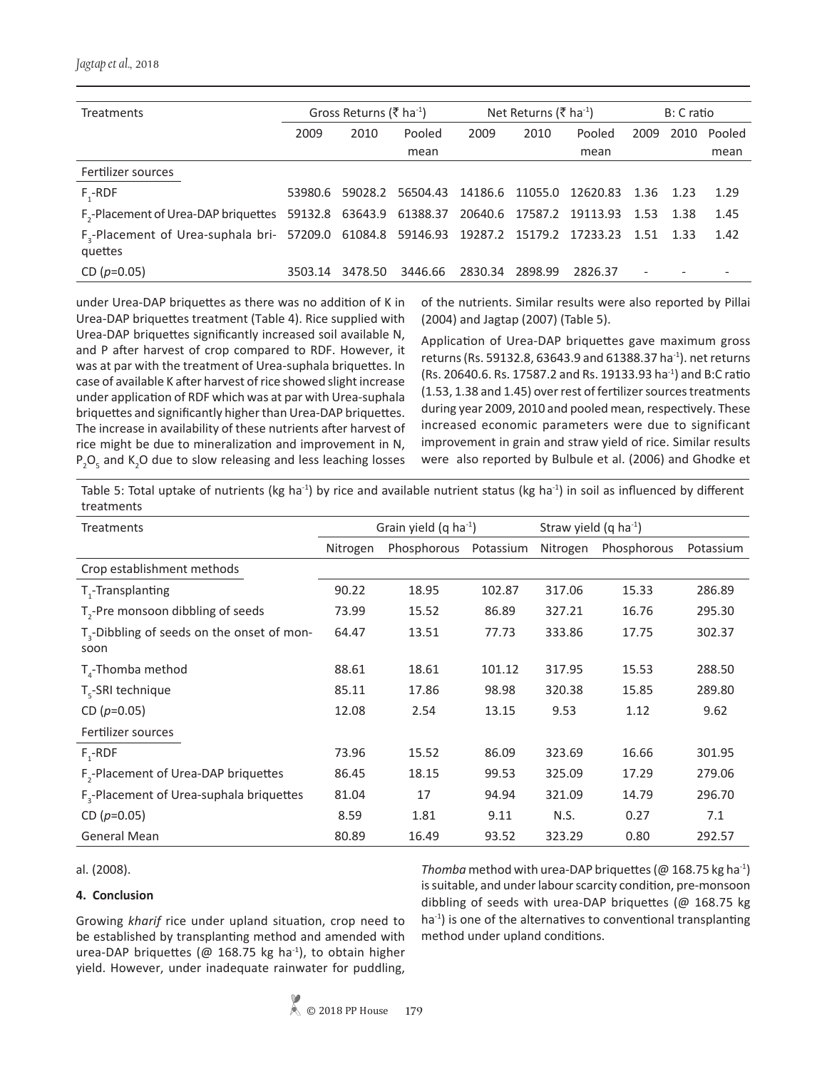| Treatments | Gross Returns (₹ ha$^{-1}$) | | | Net Returns (₹ ha$^{-1}$) | | | B: C ratio | | |
|---|---|---|---|---|---|---|---|---|---|
| | 2009 | 2010 | Pooled mean | 2009 | 2010 | Pooled mean | 2009 | 2010 | Pooled mean |
| Fertilizer sources | | | | | | | | | |
| $F_1$-RDF | 53980.6 | 59028.2 | 56504.43 | 14186.6 | 11055.0 | 12620.83 | 1.36 | 1.23 | 1.29 |
| $F_2$-Placement of Urea-DAP briquettes | 59132.8 | 63643.9 | 61388.37 | 20640.6 | 17587.2 | 19113.93 | 1.53 | 1.38 | 1.45 |
| $F_3$-Placement of Urea-suphala briquettes | 57209.0 | 61084.8 | 59146.93 | 19287.2 | 15179.2 | 17233.23 | 1.51 | 1.33 | 1.42 |
| CD ($p$=0.05) | 3503.14 | 3478.50 | 3446.66 | 2830.34 | 2898.99 | 2826.37 | - | - | - |

under Urea-DAP briquettes as there was no addition of K in Urea-DAP briquettes treatment (Table 4). Rice supplied with Urea-DAP briquettes significantly increased soil available N, and P after harvest of crop compared to RDF. However, it was at par with the treatment of Urea-suphala briquettes. In case of available K after harvest of rice showed slight increase under application of RDF which was at par with Urea-suphala briquettes and significantly higher than Urea-DAP briquettes. The increase in availability of these nutrients after harvest of rice might be due to mineralization and improvement in N, $P_2O_5$ and $K_2O$ due to slow releasing and less leaching losses of the nutrients. Similar results were also reported by Pillai (2004) and Jagtap (2007) (Table 5).

Application of Urea-DAP briquettes gave maximum gross returns (Rs. 59132.8, 63643.9 and 61388.37 ha$^{-1}$). net returns (Rs. 20640.6. Rs. 17587.2 and Rs. 19133.93 ha$^{-1}$) and B:C ratio (1.53, 1.38 and 1.45) over rest of fertilizer sources treatments during year 2009, 2010 and pooled mean, respectively. These increased economic parameters were due to significant improvement in grain and straw yield of rice. Similar results were also reported by Bulbule et al. (2006) and Ghodke et al. (2008).

Table 5: Total uptake of nutrients (kg ha$^{-1}$) by rice and available nutrient status (kg ha$^{-1}$) in soil as influenced by different treatments

| Treatments | Grain yield (q ha$^{-1}$) | | | Straw yield (q ha$^{-1}$) | | |
|---|---|---|---|---|---|---|
| | Nitrogen | Phosphorous | Potassium | Nitrogen | Phosphorous | Potassium |
| Crop establishment methods | | | | | | |
| $T_1$-Transplanting | 90.22 | 18.95 | 102.87 | 317.06 | 15.33 | 286.89 |
| $T_2$-Pre monsoon dibbling of seeds | 73.99 | 15.52 | 86.89 | 327.21 | 16.76 | 295.30 |
| $T_3$-Dibbling of seeds on the onset of monsoon | 64.47 | 13.51 | 77.73 | 333.86 | 17.75 | 302.37 |
| $T_4$-Thomba method | 88.61 | 18.61 | 101.12 | 317.95 | 15.53 | 288.50 |
| $T_5$-SRI technique | 85.11 | 17.86 | 98.98 | 320.38 | 15.85 | 289.80 |
| CD ($p$=0.05) | 12.08 | 2.54 | 13.15 | 9.53 | 1.12 | 9.62 |
| Fertilizer sources | | | | | | |
| $F_1$-RDF | 73.96 | 15.52 | 86.09 | 323.69 | 16.66 | 301.95 |
| $F_2$-Placement of Urea-DAP briquettes | 86.45 | 18.15 | 99.53 | 325.09 | 17.29 | 279.06 |
| $F_3$-Placement of Urea-suphala briquettes | 81.04 | 17 | 94.94 | 321.09 | 14.79 | 296.70 |
| CD ($p$=0.05) | 8.59 | 1.81 | 9.11 | N.S. | 0.27 | 7.1 |
| General Mean | 80.89 | 16.49 | 93.52 | 323.29 | 0.80 | 292.57 |

## 4. Conclusion

Growing *kharif* rice under upland situation, crop need to be established by transplanting method and amended with urea-DAP briquettes (@ 168.75 kg ha$^{-1}$), to obtain higher yield. However, under inadequate rainwater for puddling, *Thomba* method with urea-DAP briquettes (@ 168.75 kg ha$^{-1}$) is suitable, and under labour scarcity condition, pre-monsoon dibbling of seeds with urea-DAP briquettes (@ 168.75 kg ha$^{-1}$) is one of the alternatives to conventional transplanting method under upland conditions.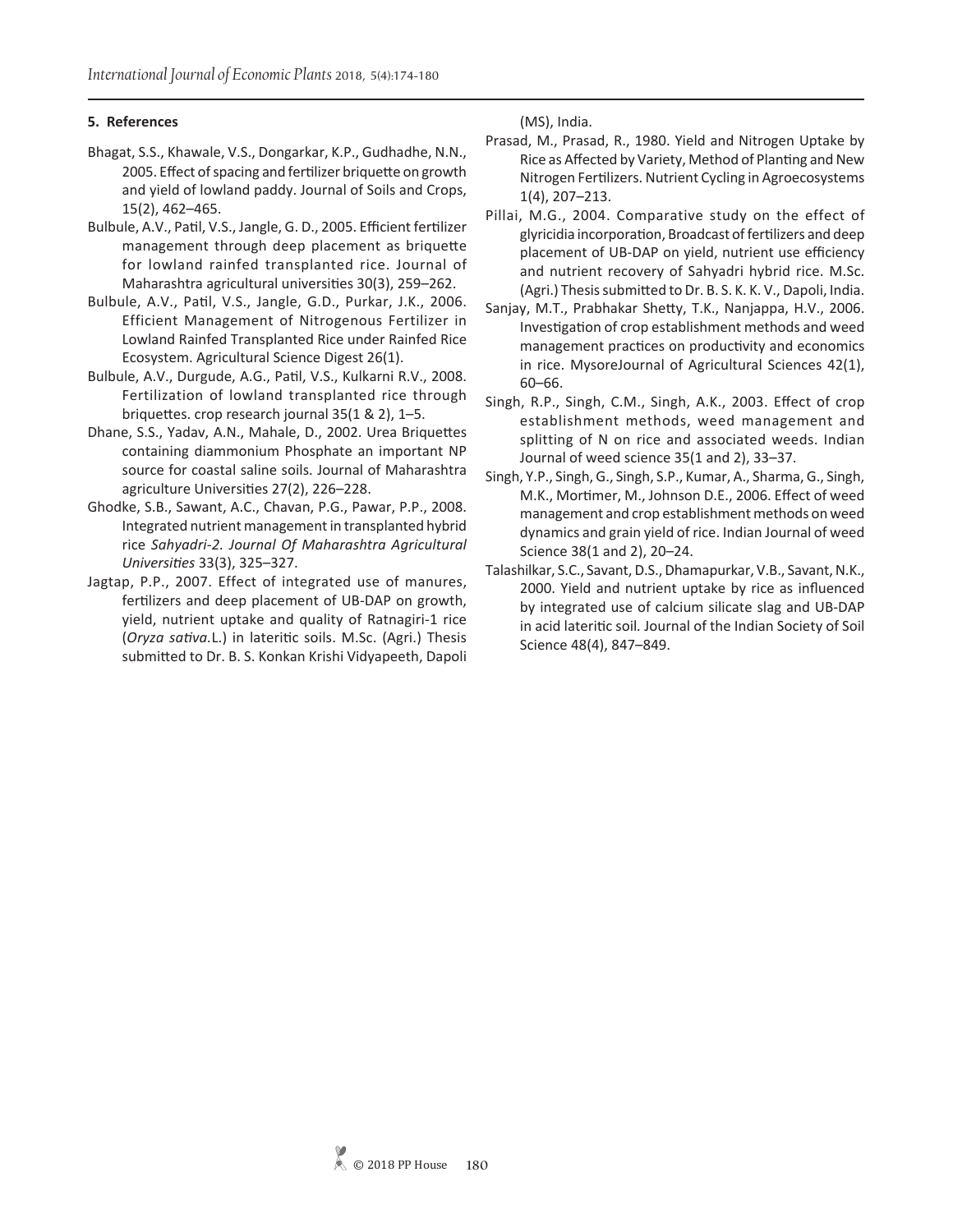## 5. References

Bhagat, S.S., Khawale, V.S., Dongarkar, K.P., Gudhadhe, N.N., 2005. Effect of spacing and fertilizer briquette on growth and yield of lowland paddy. Journal of Soils and Crops, 15(2), 462–465.

Bulbule, A.V., Patil, V.S., Jangle, G. D., 2005. Efficient fertilizer management through deep placement as briquette for lowland rainfed transplanted rice. Journal of Maharashtra agricultural universities 30(3), 259–262.

Bulbule, A.V., Patil, V.S., Jangle, G.D., Purkar, J.K., 2006. Efficient Management of Nitrogenous Fertilizer in Lowland Rainfed Transplanted Rice under Rainfed Rice Ecosystem. Agricultural Science Digest 26(1).

Bulbule, A.V., Durgude, A.G., Patil, V.S., Kulkarni R.V., 2008. Fertilization of lowland transplanted rice through briquettes. crop research journal 35(1 & 2), 1–5.

Dhane, S.S., Yadav, A.N., Mahale, D., 2002. Urea Briquettes containing diammonium Phosphate an important NP source for coastal saline soils. Journal of Maharashtra agriculture Universities 27(2), 226–228.

Ghodke, S.B., Sawant, A.C., Chavan, P.G., Pawar, P.P., 2008. Integrated nutrient management in transplanted hybrid rice *Sahyadri-2. Journal Of Maharashtra Agricultural Universities* 33(3), 325–327.

Jagtap, P.P., 2007. Effect of integrated use of manures, fertilizers and deep placement of UB-DAP on growth, yield, nutrient uptake and quality of Ratnagiri-1 rice (*Oryza sativa.*L.) in lateritic soils. M.Sc. (Agri.) Thesis submitted to Dr. B. S. Konkan Krishi Vidyapeeth, Dapoli (MS), India.

Prasad, M., Prasad, R., 1980. Yield and Nitrogen Uptake by Rice as Affected by Variety, Method of Planting and New Nitrogen Fertilizers. Nutrient Cycling in Agroecosystems 1(4), 207–213.

Pillai, M.G., 2004. Comparative study on the effect of glyricidia incorporation, Broadcast of fertilizers and deep placement of UB-DAP on yield, nutrient use efficiency and nutrient recovery of Sahyadri hybrid rice. M.Sc. (Agri.) Thesis submitted to Dr. B. S. K. K. V., Dapoli, India.

Sanjay, M.T., Prabhakar Shetty, T.K., Nanjappa, H.V., 2006. Investigation of crop establishment methods and weed management practices on productivity and economics in rice. MysoreJournal of Agricultural Sciences 42(1), 60–66.

Singh, R.P., Singh, C.M., Singh, A.K., 2003. Effect of crop establishment methods, weed management and splitting of N on rice and associated weeds. Indian Journal of weed science 35(1 and 2), 33–37.

Singh, Y.P., Singh, G., Singh, S.P., Kumar, A., Sharma, G., Singh, M.K., Mortimer, M., Johnson D.E., 2006. Effect of weed management and crop establishment methods on weed dynamics and grain yield of rice. Indian Journal of weed Science 38(1 and 2), 20–24.

Talashilkar, S.C., Savant, D.S., Dhamapurkar, V.B., Savant, N.K., 2000. Yield and nutrient uptake by rice as influenced by integrated use of calcium silicate slag and UB-DAP in acid lateritic soil. Journal of the Indian Society of Soil Science 48(4), 847–849.